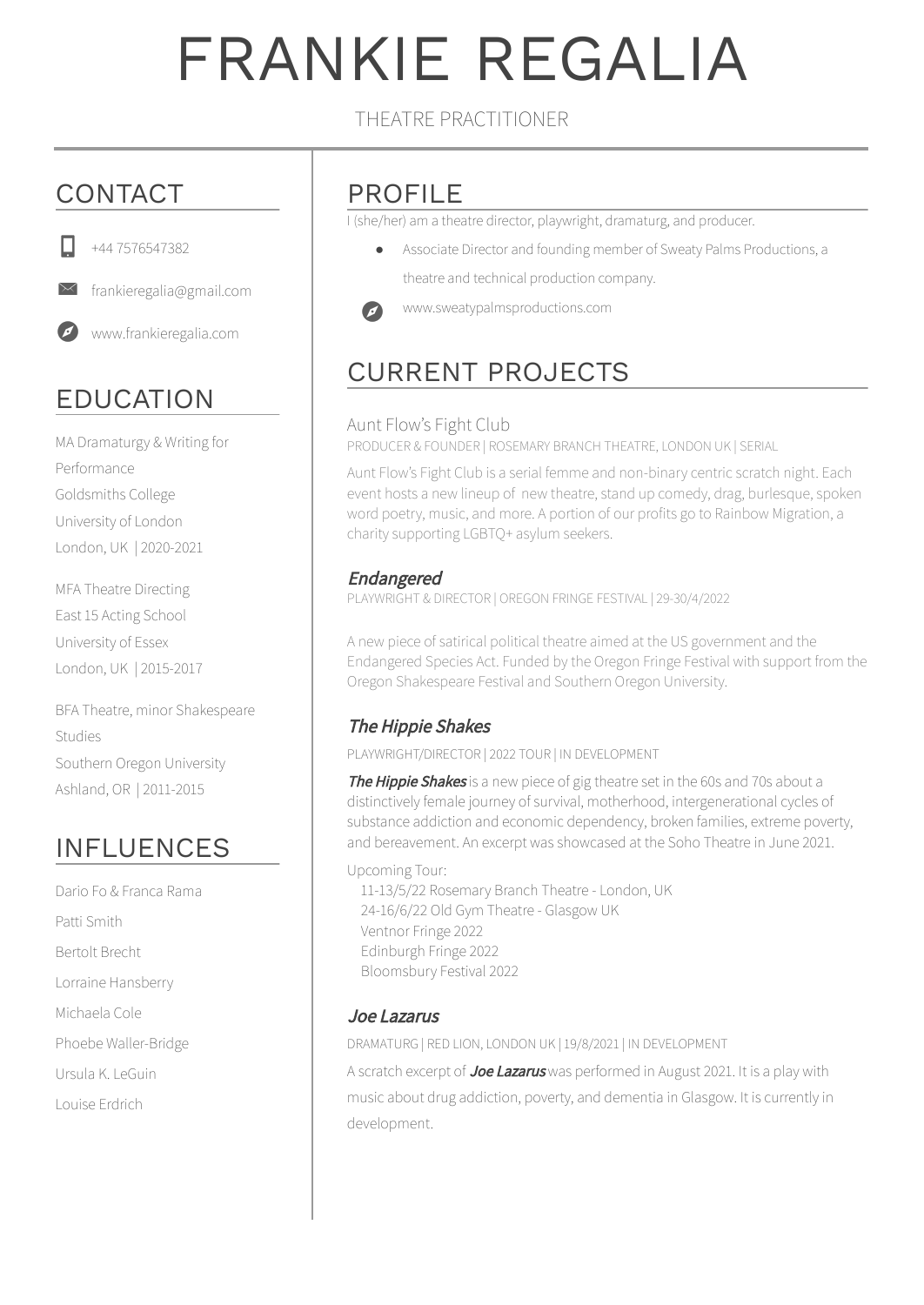# FRANKIE REGALIA

THEATRE PRACTITIONER

## CONTACT

+44 7576547382

frankieregalia@gmail.com

www.frankieregalia.com

## EDUCATION

MA Dramaturgy & Writing for Performance
Goldsmiths College
University of London
London, UK | 2020-2021

MFA Theatre Directing
East 15 Acting School
University of Essex
London, UK | 2015-2017

BFA Theatre, minor Shakespeare Studies
Southern Oregon University
Ashland, OR | 2011-2015

## INFLUENCES

Dario Fo & Franca Rama

Patti Smith

Bertolt Brecht

Lorraine Hansberry

Michaela Cole

Phoebe Waller-Bridge

Ursula K. LeGuin

Louise Erdrich

## PROFILE

I (she/her) am a theatre director, playwright, dramaturg, and producer.

- Associate Director and founding member of Sweaty Palms Productions, a theatre and technical production company.

www.sweatypalmsproductions.com

## CURRENT PROJECTS

### Aunt Flow's Fight Club

PRODUCER & FOUNDER | ROSEMARY BRANCH THEATRE, LONDON UK | SERIAL

Aunt Flow's Fight Club is a serial femme and non-binary centric scratch night. Each event hosts a new lineup of new theatre, stand up comedy, drag, burlesque, spoken word poetry, music, and more. A portion of our profits go to Rainbow Migration, a charity supporting LGBTQ+ asylum seekers.

### *Endangered*

PLAYWRIGHT & DIRECTOR | OREGON FRINGE FESTIVAL | 29-30/4/2022

A new piece of satirical political theatre aimed at the US government and the Endangered Species Act. Funded by the Oregon Fringe Festival with support from the Oregon Shakespeare Festival and Southern Oregon University.

### *The Hippie Shakes*

PLAYWRIGHT/DIRECTOR | 2022 TOUR | IN DEVELOPMENT

***The Hippie Shakes*** is a new piece of gig theatre set in the 60s and 70s about a distinctively female journey of survival, motherhood, intergenerational cycles of substance addiction and economic dependency, broken families, extreme poverty, and bereavement. An excerpt was showcased at the Soho Theatre in June 2021.

Upcoming Tour:
- 11-13/5/22 Rosemary Branch Theatre - London, UK
- 24-16/6/22 Old Gym Theatre - Glasgow UK
- Ventnor Fringe 2022
- Edinburgh Fringe 2022
- Bloomsbury Festival 2022

### *Joe Lazarus*

DRAMATURG | RED LION, LONDON UK | 19/8/2021 | IN DEVELOPMENT

A scratch excerpt of ***Joe Lazarus*** was performed in August 2021. It is a play with music about drug addiction, poverty, and dementia in Glasgow. It is currently in development.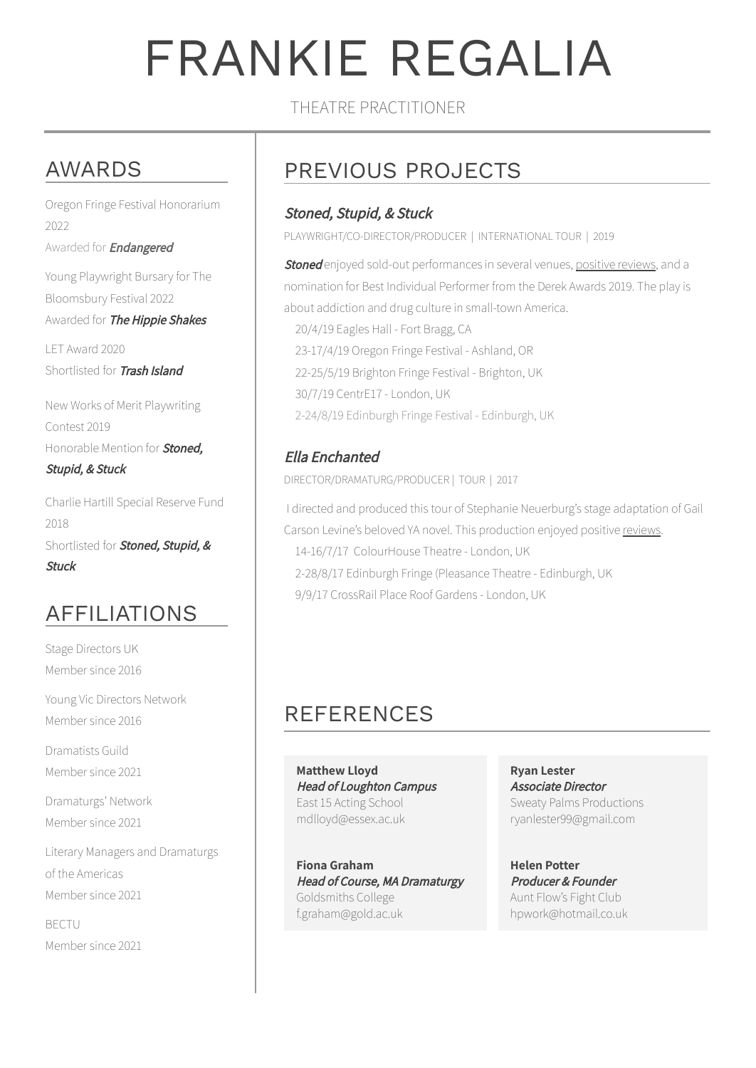# FRANKIE REGALIA

THEATRE PRACTITIONER

## AWARDS

Oregon Fringe Festival Honorarium 2022
Awarded for ***Endangered***

Young Playwright Bursary for The Bloomsbury Festival 2022
Awarded for ***The Hippie Shakes***

LET Award 2020
Shortlisted for ***Trash Island***

New Works of Merit Playwriting Contest 2019
Honorable Mention for ***Stoned, Stupid, & Stuck***

Charlie Hartill Special Reserve Fund 2018
Shortlisted for ***Stoned, Stupid, & Stuck***

## AFFILIATIONS

Stage Directors UK
Member since 2016

Young Vic Directors Network
Member since 2016

Dramatists Guild
Member since 2021

Dramaturgs' Network
Member since 2021

Literary Managers and Dramaturgs of the Americas
Member since 2021

BECTU
Member since 2021

## PREVIOUS PROJECTS

### *Stoned, Stupid, & Stuck*

PLAYWRIGHT/CO-DIRECTOR/PRODUCER | INTERNATIONAL TOUR | 2019

***Stoned*** enjoyed sold-out performances in several venues, positive reviews, and a nomination for Best Individual Performer from the Derek Awards 2019. The play is about addiction and drug culture in small-town America.

20/4/19 Eagles Hall - Fort Bragg, CA
23-17/4/19 Oregon Fringe Festival - Ashland, OR
22-25/5/19 Brighton Fringe Festival - Brighton, UK
30/7/19 CentrE17 - London, UK
2-24/8/19 Edinburgh Fringe Festival - Edinburgh, UK

### *Ella Enchanted*

DIRECTOR/DRAMATURG/PRODUCER | TOUR | 2017

I directed and produced this tour of Stephanie Neuerburg's stage adaptation of Gail Carson Levine's beloved YA novel. This production enjoyed positive reviews.

14-16/7/17 ColourHouse Theatre - London, UK
2-28/8/17 Edinburgh Fringe (Pleasance Theatre - Edinburgh, UK
9/9/17 CrossRail Place Roof Gardens - London, UK

## REFERENCES

**Matthew Lloyd**
***Head of Loughton Campus***
East 15 Acting School
mdlloyd@essex.ac.uk

**Ryan Lester**
***Associate Director***
Sweaty Palms Productions
ryanlester99@gmail.com

**Fiona Graham**
***Head of Course, MA Dramaturgy***
Goldsmiths College
f.graham@gold.ac.uk

**Helen Potter**
***Producer & Founder***
Aunt Flow's Fight Club
hpwork@hotmail.co.uk